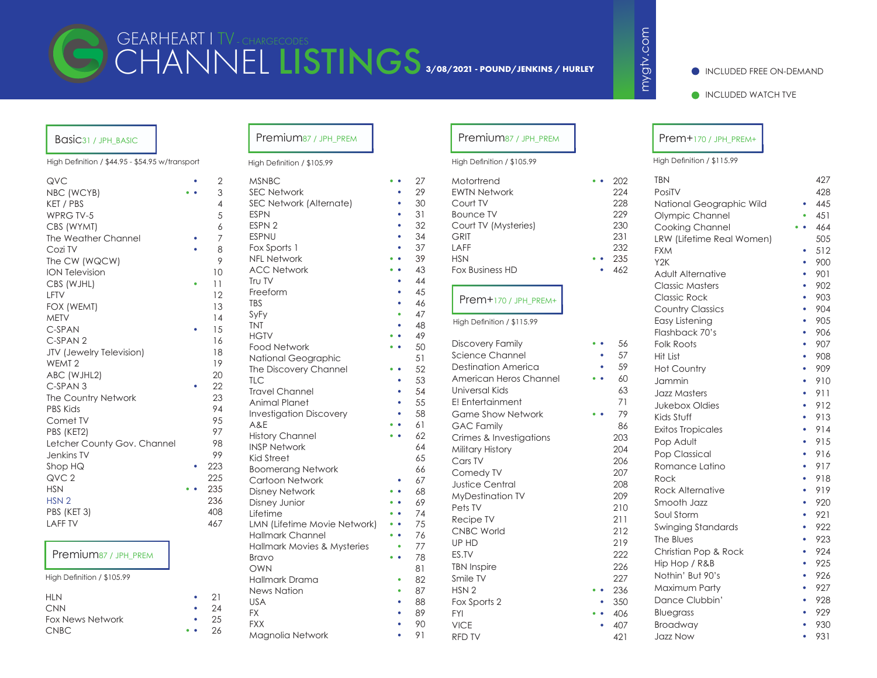# GEARHEART | TV - CHARGECODES
# CHANNEL LISTINGS

**3/08/2021 - POUND/JENKINS / HURLEY**

mygtv.com

● INCLUDED FREE ON-DEMAND

● INCLUDED WATCH TVE

## Basic 31 / JPH_BASIC

High Definition / $44.95 - $54.95 w/transport

| Channel | | No. |
|---|---|---|
| QVC | • | 2 |
| NBC (WCYB) | • • | 3 |
| KET / PBS | | 4 |
| WPRG TV-5 | | 5 |
| CBS (WYMT) | | 6 |
| The Weather Channel | • | 7 |
| Cozi TV | • | 8 |
| The CW (WQCW) | | 9 |
| ION Television | | 10 |
| CBS (WJHL) | • | 11 |
| LFTV | | 12 |
| FOX (WEMT) | | 13 |
| METV | | 14 |
| C-SPAN | • | 15 |
| C-SPAN 2 | | 16 |
| JTV (Jewelry Television) | | 18 |
| WEMT 2 | | 19 |
| ABC (WJHL2) | | 20 |
| C-SPAN 3 | • | 22 |
| The Country Network | | 23 |
| PBS Kids | | 94 |
| Comet TV | | 95 |
| PBS (KET2) | | 97 |
| Letcher County Gov. Channel | | 98 |
| Jenkins TV | | 99 |
| Shop HQ | • | 223 |
| QVC 2 | | 225 |
| HSN | • • | 235 |
| HSN 2 | | 236 |
| PBS (KET 3) | | 408 |
| LAFF TV | | 467 |

## Premium 87 / JPH_PREM

High Definition / $105.99

| Channel | | No. |
|---|---|---|
| HLN | • | 21 |
| CNN | • | 24 |
| Fox News Network | • | 25 |
| CNBC | • • | 26 |
| MSNBC | • • | 27 |
| SEC Network | • | 29 |
| SEC Network (Alternate) | • | 30 |
| ESPN | • | 31 |
| ESPN 2 | • | 32 |
| ESPNU | • | 34 |
| Fox Sports 1 | • | 37 |
| NFL Network | • • | 39 |
| ACC Network | • • | 43 |
| Tru TV | • | 44 |
| Freeform | • | 45 |
| TBS | • | 46 |
| SyFy | • | 47 |
| TNT | • | 48 |
| HGTV | • • | 49 |
| Food Network | • • | 50 |
| National Geographic | | 51 |
| The Discovery Channel | • • | 52 |
| TLC | • | 53 |
| Travel Channel | • | 54 |
| Animal Planet | • | 55 |
| Investigation Discovery | • | 58 |
| A&E | • • | 61 |
| History Channel | • • | 62 |
| INSP Network | | 64 |
| Kid Street | | 65 |
| Boomerang Network | | 66 |
| Cartoon Network | • | 67 |
| Disney Network | • • | 68 |
| Disney Junior | • • | 69 |
| Lifetime | • • | 74 |
| LMN (Lifetime Movie Network) | • • | 75 |
| Hallmark Channel | • • | 76 |
| Hallmark Movies & Mysteries | • | 77 |
| Bravo | • • | 78 |
| OWN | | 81 |
| Hallmark Drama | • | 82 |
| News Nation | • | 87 |
| USA | • | 88 |
| FX | • | 89 |
| FXX | • | 90 |
| Magnolia Network | • | 91 |
| Motortrend | • • | 202 |
| EWTN Network | | 224 |
| Court TV | | 228 |
| Bounce TV | | 229 |
| Court TV (Mysteries) | | 230 |
| GRIT | | 231 |
| LAFF | | 232 |
| HSN | • • | 235 |
| Fox Business HD | • | 462 |

## Prem+ 170 / JPH_PREM+

High Definition / $115.99

| Channel | | No. |
|---|---|---|
| Discovery Family | • • | 56 |
| Science Channel | • | 57 |
| Destination America | • | 59 |
| American Heros Channel | • • | 60 |
| Universal Kids | | 63 |
| E! Entertainment | | 71 |
| Game Show Network | • • | 79 |
| GAC Family | | 86 |
| Crimes & Investigations | | 203 |
| Military History | | 204 |
| Cars TV | | 206 |
| Comedy TV | | 207 |
| Justice Central | | 208 |
| MyDestination TV | | 209 |
| Pets TV | | 210 |
| Recipe TV | | 211 |
| CNBC World | | 212 |
| UP HD | | 219 |
| ES.TV | | 222 |
| TBN Inspire | | 226 |
| Smile TV | | 227 |
| HSN 2 | • • | 236 |
| Fox Sports 2 | • | 350 |
| FYI | • • | 406 |
| VICE | • | 407 |
| RFD TV | | 421 |
| TBN | | 427 |
| PosiTV | | 428 |
| National Geographic Wild | • | 445 |
| Olympic Channel | • | 451 |
| Cooking Channel | • • | 464 |
| LRW (Lifetime Real Women) | | 505 |
| FXM | • | 512 |
| Y2K | • | 900 |
| Adult Alternative | • | 901 |
| Classic Masters | • | 902 |
| Classic Rock | • | 903 |
| Country Classics | • | 904 |
| Easy Listening | • | 905 |
| Flashback 70's | • | 906 |
| Folk Roots | • | 907 |
| Hit List | • | 908 |
| Hot Country | • | 909 |
| Jammin | • | 910 |
| Jazz Masters | • | 911 |
| Jukebox Oldies | • | 912 |
| Kids Stuff | • | 913 |
| Exitos Tropicales | • | 914 |
| Pop Adult | • | 915 |
| Pop Classical | • | 916 |
| Romance Latino | • | 917 |
| Rock | • | 918 |
| Rock Alternative | • | 919 |
| Smooth Jazz | • | 920 |
| Soul Storm | • | 921 |
| Swinging Standards | • | 922 |
| The Blues | • | 923 |
| Christian Pop & Rock | • | 924 |
| Hip Hop / R&B | • | 925 |
| Nothin' But 90's | • | 926 |
| Maximum Party | • | 927 |
| Dance Clubbin' | • | 928 |
| Bluegrass | • | 929 |
| Broadway | • | 930 |
| Jazz Now | • | 931 |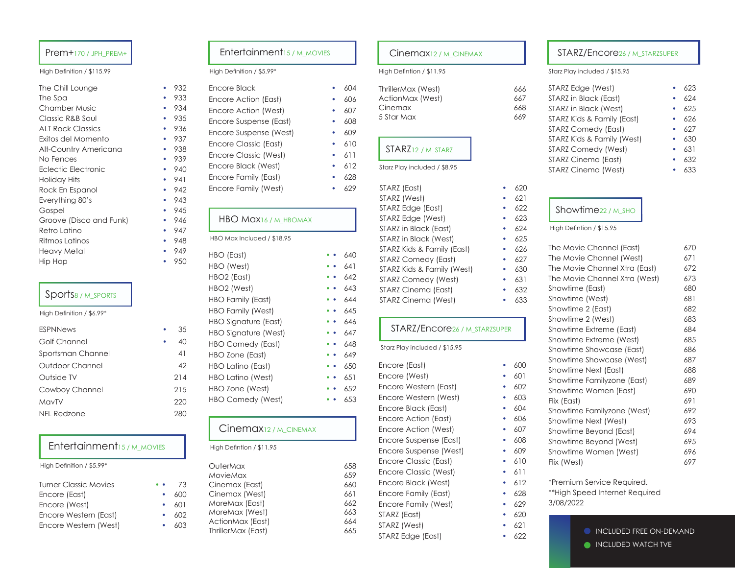## Prem+ 170 / JPH_PREM+

High Definition / $115.99

| | | |
|---|---|---|
| The Chill Lounge | • | 932 |
| The Spa | • | 933 |
| Chamber Music | • | 934 |
| Classic R&B Soul | • | 935 |
| ALT Rock Classics | • | 936 |
| Exitos del Momento | • | 937 |
| Alt-Country Americana | • | 938 |
| No Fences | • | 939 |
| Eclectic Electronic | • | 940 |
| Holiday Hits | • | 941 |
| Rock En Espanol | • | 942 |
| Everything 80's | • | 943 |
| Gospel | • | 945 |
| Groove (Disco and Funk) | • | 946 |
| Retro Latino | • | 947 |
| Ritmos Latinos | • | 948 |
| Heavy Metal | • | 949 |
| Hip Hop | • | 950 |

## Sports 8 / M_SPORTS

High Definition / $6.99*

| | | |
|---|---|---|
| ESPNNews | • | 35 |
| Golf Channel | • | 40 |
| Sportsman Channel | | 41 |
| Outdoor Channel | | 42 |
| Outside TV | | 214 |
| Cowboy Channel | | 215 |
| MavTV | | 220 |
| NFL Redzone | | 280 |

## Entertainment 15 / M_MOVIES

High Definition / $5.99*

| | | |
|---|---|---|
| Turner Classic Movies | • • | 73 |
| Encore (East) | • | 600 |
| Encore (West) | • | 601 |
| Encore Western (East) | • | 602 |
| Encore Western (West) | • | 603 |
| Encore Black | • | 604 |
| Encore Action (East) | • | 606 |
| Encore Action (West) | • | 607 |
| Encore Suspense (East) | • | 608 |
| Encore Suspense (West) | • | 609 |
| Encore Classic (East) | • | 610 |
| Encore Classic (West) | • | 611 |
| Encore Black (West) | • | 612 |
| Encore Family (East) | • | 628 |
| Encore Family (West) | • | 629 |

## HBO Max 16 / M_HBOMAX

HBO Max Included / $18.95

| | | |
|---|---|---|
| HBO (East) | • • | 640 |
| HBO (West) | • • | 641 |
| HBO2 (East) | • • | 642 |
| HBO2 (West) | • • | 643 |
| HBO Family (East) | • • | 644 |
| HBO Family (West) | • • | 645 |
| HBO Signature (East) | • • | 646 |
| HBO Signature (West) | • • | 647 |
| HBO Comedy (East) | • • | 648 |
| HBO Zone (East) | • • | 649 |
| HBO Latino (East) | • • | 650 |
| HBO Latino (West) | • • | 651 |
| HBO Zone (West) | • • | 652 |
| HBO Comedy (West) | • • | 653 |

## Cinemax 12 / M_CINEMAX

High Defintion / $11.95

| | |
|---|---|
| OuterMax | 658 |
| MovieMax | 659 |
| Cinemax (East) | 660 |
| Cinemax (West) | 661 |
| MoreMax (East) | 662 |
| MoreMax (West) | 663 |
| ActionMax (East) | 664 |
| ThrillerMax (East) | 665 |
| ThrillerMax (West) | 666 |
| ActionMax (West) | 667 |
| Cinemax | 668 |
| 5 Star Max | 669 |

## STARZ 12 / M_STARZ

Starz Play included / $8.95

| | | |
|---|---|---|
| STARZ (East) | • | 620 |
| STARZ (West) | • | 621 |
| STARZ Edge (East) | • | 622 |
| STARZ Edge (West) | • | 623 |
| STARZ in Black (East) | • | 624 |
| STARZ in Black (West) | • | 625 |
| STARZ Kids & Family (East) | • | 626 |
| STARZ Comedy (East) | • | 627 |
| STARZ Kids & Family (West) | • | 630 |
| STARZ Comedy (West) | • | 631 |
| STARZ Cinema (East) | • | 632 |
| STARZ Cinema (West) | • | 633 |

## STARZ/Encore 26 / M_STARZSUPER

Starz Play included / $15.95

| | | |
|---|---|---|
| Encore (East) | • | 600 |
| Encore (West) | • | 601 |
| Encore Western (East) | • | 602 |
| Encore Western (West) | • | 603 |
| Encore Black (East) | • | 604 |
| Encore Action (East) | • | 606 |
| Encore Action (West) | • | 607 |
| Encore Suspense (East) | • | 608 |
| Encore Suspense (West) | • | 609 |
| Encore Classic (East) | • | 610 |
| Encore Classic (West) | • | 611 |
| Encore Black (West) | • | 612 |
| Encore Family (East) | • | 628 |
| Encore Family (West) | • | 629 |
| STARZ (East) | • | 620 |
| STARZ (West) | • | 621 |
| STARZ Edge (East) | • | 622 |
| STARZ Edge (West) | • | 623 |
| STARZ in Black (East) | • | 624 |
| STARZ in Black (West) | • | 625 |
| STARZ Kids & Family (East) | • | 626 |
| STARZ Comedy (East) | • | 627 |
| STARZ Kids & Family (West) | • | 630 |
| STARZ Comedy (West) | • | 631 |
| STARZ Cinema (East) | • | 632 |
| STARZ Cinema (West) | • | 633 |

## Showtime 22 / M_SHO

High Defintion / $15.95

| | |
|---|---|
| The Movie Channel (East) | 670 |
| The Movie Channel (West) | 671 |
| The Movie Channel Xtra (East) | 672 |
| The Movie Channel Xtra (West) | 673 |
| Showtime (East) | 680 |
| Showtime (West) | 681 |
| Showtime 2 (East) | 682 |
| Showtime 2 (West) | 683 |
| Showtime Extreme (East) | 684 |
| Showtime Extreme (West) | 685 |
| Showtime Showcase (East) | 686 |
| Showtime Showcase (West) | 687 |
| Showtime Next (East) | 688 |
| Showtime Familyzone (East) | 689 |
| Showtime Women (East) | 690 |
| Flix (East) | 691 |
| Showtime Familyzone (West) | 692 |
| Showtime Next (West) | 693 |
| Showtime Beyond (East) | 694 |
| Showtime Beyond (West) | 695 |
| Showtime Women (West) | 696 |
| Flix (West) | 697 |

*Premium Service Required.
**High Speed Internet Required
3/08/2022

● INCLUDED FREE ON-DEMAND
● INCLUDED WATCH TVE